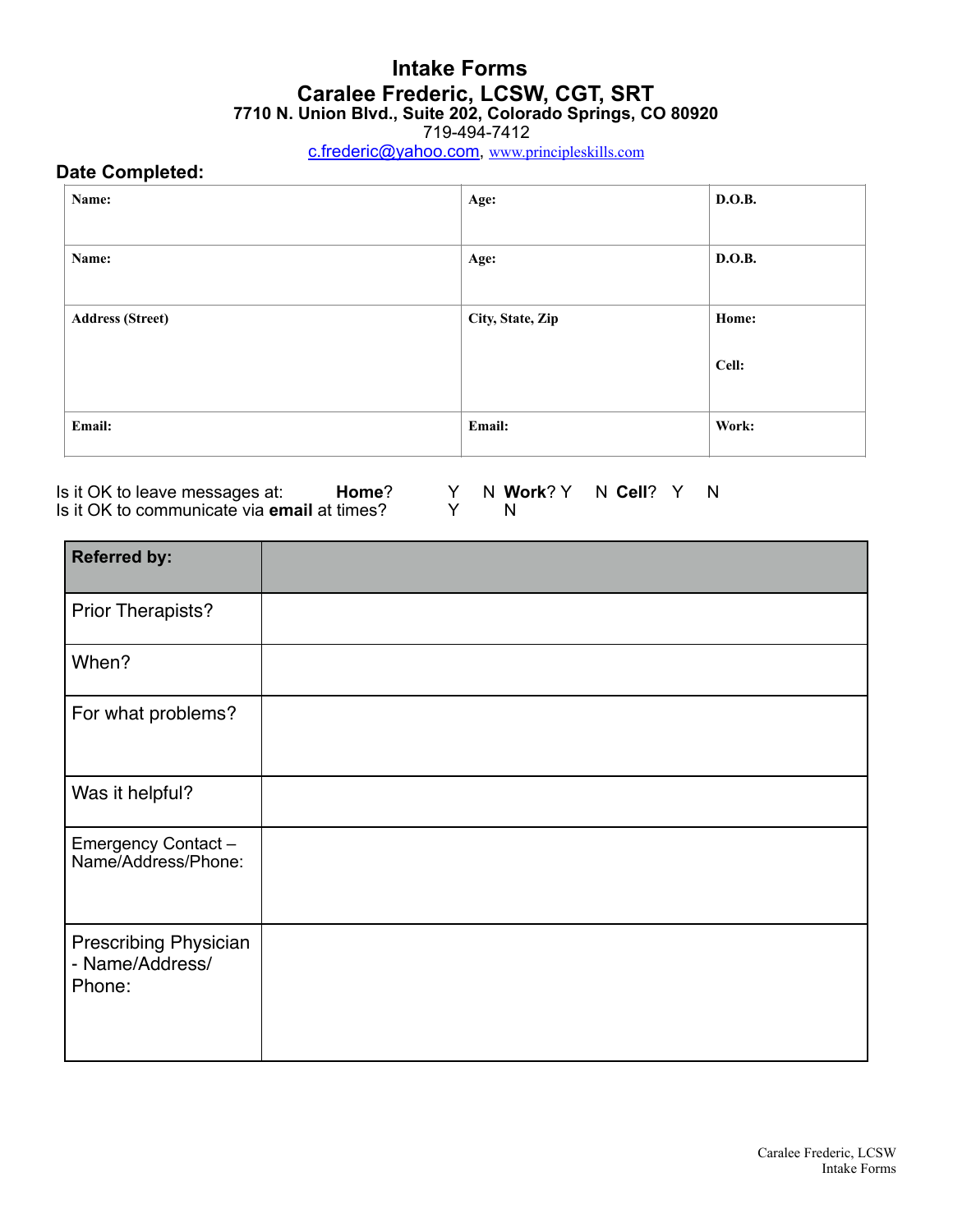# Intake Forms

## Caralee Frederic, LCSW, CGT, SRT

**7710 N. Union Blvd., Suite 202, Colorado Springs, CO 80920**

719-494-7412

c.frederic@yahoo.com, www.principleskills.com

**Date Completed:**

| **Name:** | **Age:** | **D.O.B.** |
|---|---|---|
| **Name:** | **Age:** | **D.O.B.** |
| **Address (Street)** | **City, State, Zip** | **Home:** <br><br> **Cell:** |
| **Email:** | **Email:** | **Work:** |

Is it OK to leave messages at: **Home**? Y N **Work**? Y N **Cell**? Y N

Is it OK to communicate via **email** at times? Y N

| **Referred by:** | |
|---|---|
| Prior Therapists? | |
| When? | |
| For what problems? | |
| Was it helpful? | |
| Emergency Contact – Name/Address/Phone: | |
| Prescribing Physician - Name/Address/ Phone: | |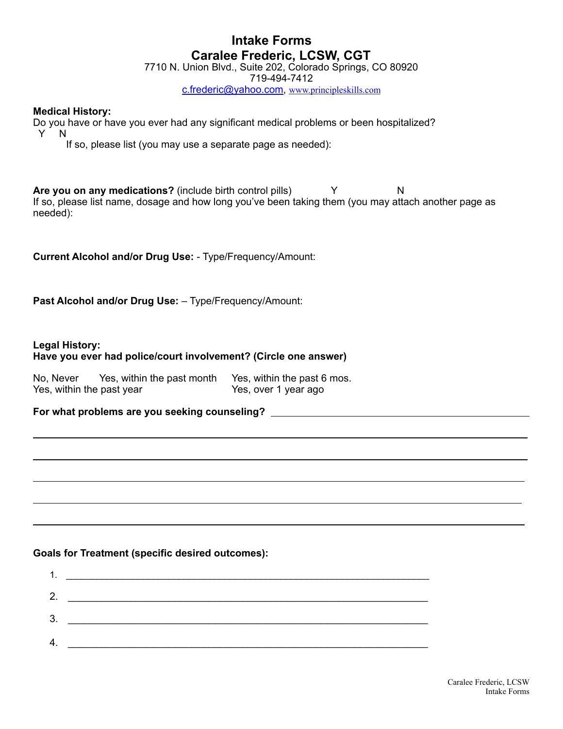# Intake Forms

## Caralee Frederic, LCSW, CGT

7710 N. Union Blvd., Suite 202, Colorado Springs, CO 80920
719-494-7412
c.frederic@yahoo.com, www.principleskills.com

**Medical History:**
Do you have or have you ever had any significant medical problems or been hospitalized?
Y N
If so, please list (you may use a separate page as needed):

**Are you on any medications?** (include birth control pills) Y N
If so, please list name, dosage and how long you've been taking them (you may attach another page as needed):

**Current Alcohol and/or Drug Use:** - Type/Frequency/Amount:

**Past Alcohol and/or Drug Use:** – Type/Frequency/Amount:

**Legal History:**
**Have you ever had police/court involvement? (Circle one answer)**

No, Never  Yes, within the past month  Yes, within the past 6 mos.
Yes, within the past year  Yes, over 1 year ago

**For what problems are you seeking counseling?** ______________________________________________

______________________________________________________________________________

______________________________________________________________________________

______________________________________________________________________________

______________________________________________________________________________

______________________________________________________________________________

**Goals for Treatment (specific desired outcomes):**

1. ____________________________________________________________
2. ____________________________________________________________
3. ____________________________________________________________
4. ____________________________________________________________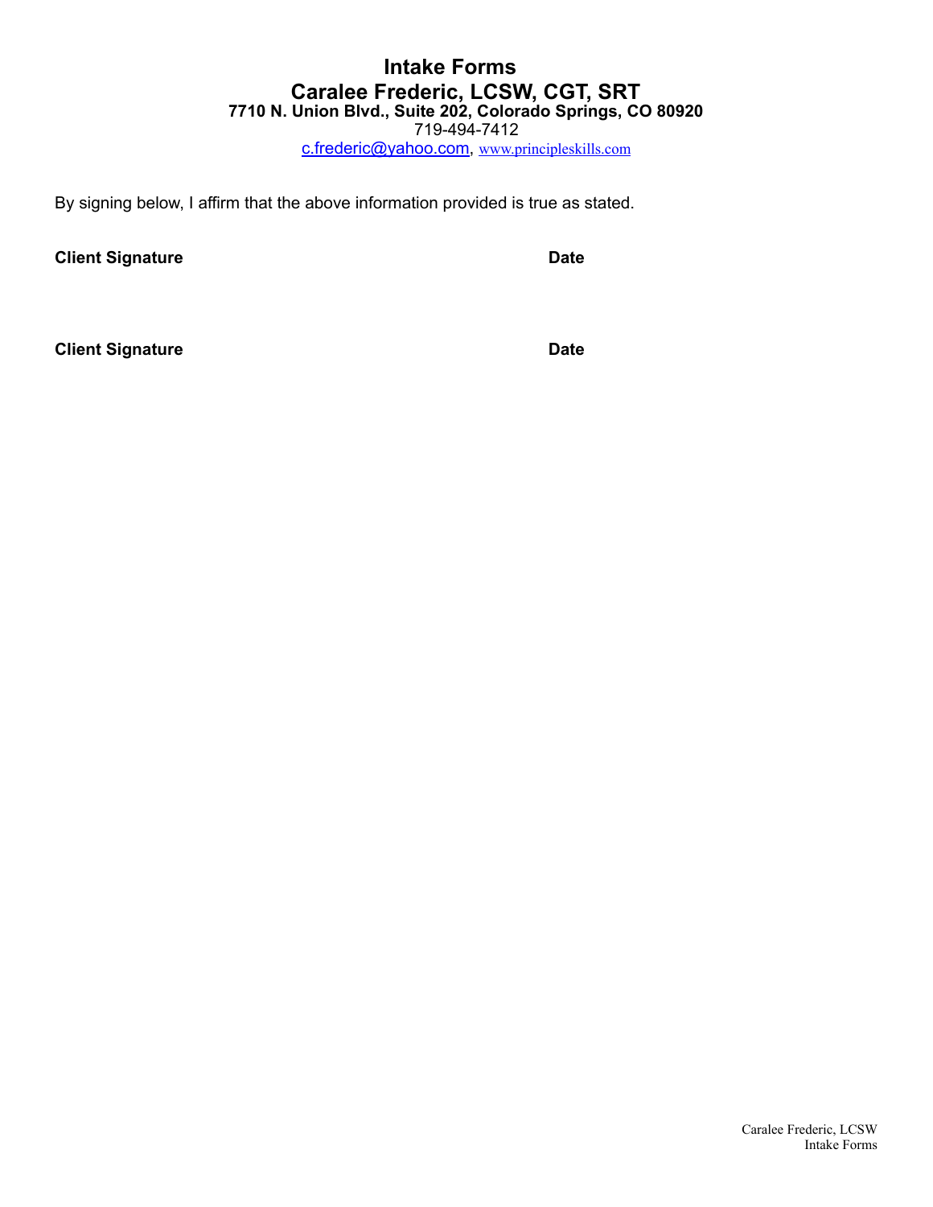# Intake Forms

## Caralee Frederic, LCSW, CGT, SRT

**7710 N. Union Blvd., Suite 202, Colorado Springs, CO 80920**

719-494-7412

c.frederic@yahoo.com, www.principleskills.com

By signing below, I affirm that the above information provided is true as stated.

**Client Signature** **Date**

**Client Signature** **Date**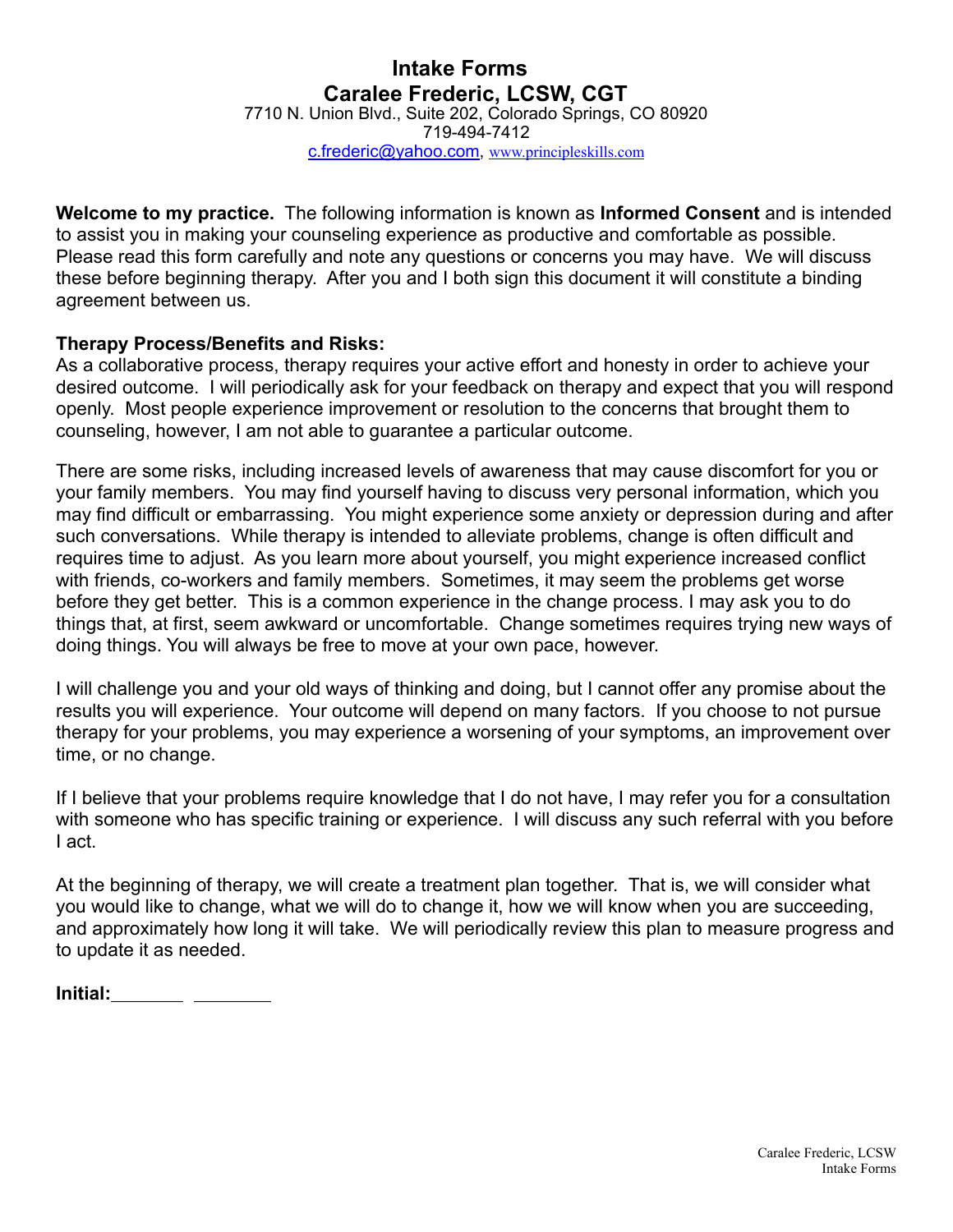# Intake Forms
## Caralee Frederic, LCSW, CGT

7710 N. Union Blvd., Suite 202, Colorado Springs, CO 80920
719-494-7412
c.frederic@yahoo.com, www.principleskills.com

**Welcome to my practice.** The following information is known as **Informed Consent** and is intended to assist you in making your counseling experience as productive and comfortable as possible. Please read this form carefully and note any questions or concerns you may have. We will discuss these before beginning therapy. After you and I both sign this document it will constitute a binding agreement between us.

**Therapy Process/Benefits and Risks:**
As a collaborative process, therapy requires your active effort and honesty in order to achieve your desired outcome. I will periodically ask for your feedback on therapy and expect that you will respond openly. Most people experience improvement or resolution to the concerns that brought them to counseling, however, I am not able to guarantee a particular outcome.

There are some risks, including increased levels of awareness that may cause discomfort for you or your family members. You may find yourself having to discuss very personal information, which you may find difficult or embarrassing. You might experience some anxiety or depression during and after such conversations. While therapy is intended to alleviate problems, change is often difficult and requires time to adjust. As you learn more about yourself, you might experience increased conflict with friends, co-workers and family members. Sometimes, it may seem the problems get worse before they get better. This is a common experience in the change process. I may ask you to do things that, at first, seem awkward or uncomfortable. Change sometimes requires trying new ways of doing things. You will always be free to move at your own pace, however.

I will challenge you and your old ways of thinking and doing, but I cannot offer any promise about the results you will experience. Your outcome will depend on many factors. If you choose to not pursue therapy for your problems, you may experience a worsening of your symptoms, an improvement over time, or no change.

If I believe that your problems require knowledge that I do not have, I may refer you for a consultation with someone who has specific training or experience. I will discuss any such referral with you before I act.

At the beginning of therapy, we will create a treatment plan together. That is, we will consider what you would like to change, what we will do to change it, how we will know when you are succeeding, and approximately how long it will take. We will periodically review this plan to measure progress and to update it as needed.

**Initial:**_______ _______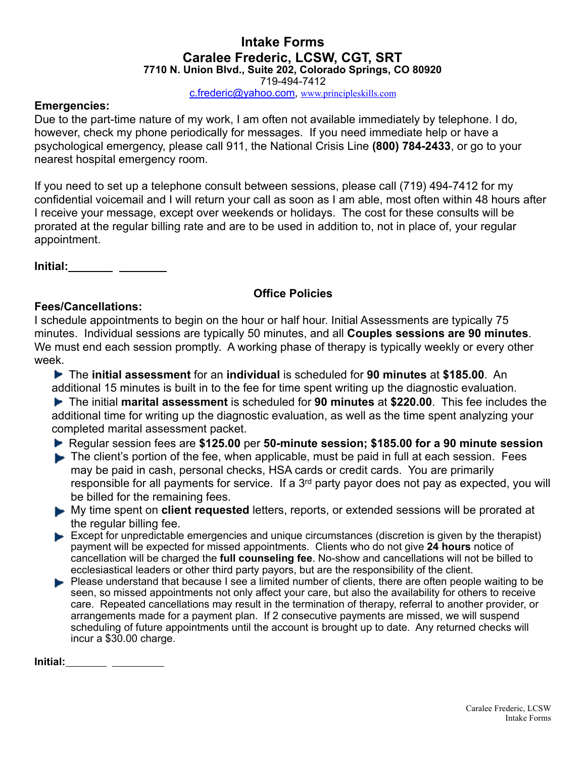# Intake Forms

## Caralee Frederic, LCSW, CGT, SRT

**7710 N. Union Blvd., Suite 202, Colorado Springs, CO 80920**

719-494-7412

c.frederic@yahoo.com, www.principleskills.com

**Emergencies:**

Due to the part-time nature of my work, I am often not available immediately by telephone. I do, however, check my phone periodically for messages. If you need immediate help or have a psychological emergency, please call 911, the National Crisis Line **(800) 784-2433**, or go to your nearest hospital emergency room.

If you need to set up a telephone consult between sessions, please call (719) 494-7412 for my confidential voicemail and I will return your call as soon as I am able, most often within 48 hours after I receive your message, except over weekends or holidays. The cost for these consults will be prorated at the regular billing rate and are to be used in addition to, not in place of, your regular appointment.

**Initial:**_______ _______

### Office Policies

**Fees/Cancellations:**

I schedule appointments to begin on the hour or half hour. Initial Assessments are typically 75 minutes. Individual sessions are typically 50 minutes, and all **Couples sessions are 90 minutes**. We must end each session promptly. A working phase of therapy is typically weekly or every other week.

- The **initial assessment** for an **individual** is scheduled for **90 minutes** at **$185.00**. An additional 15 minutes is built in to the fee for time spent writing up the diagnostic evaluation.
- The initial **marital assessment** is scheduled for **90 minutes** at **$220.00**. This fee includes the additional time for writing up the diagnostic evaluation, as well as the time spent analyzing your completed marital assessment packet.
- Regular session fees are **$125.00** per **50-minute session; $185.00 for a 90 minute session**
- The client's portion of the fee, when applicable, must be paid in full at each session. Fees may be paid in cash, personal checks, HSA cards or credit cards. You are primarily responsible for all payments for service. If a 3rd party payor does not pay as expected, you will be billed for the remaining fees.
- My time spent on **client requested** letters, reports, or extended sessions will be prorated at the regular billing fee.
- Except for unpredictable emergencies and unique circumstances (discretion is given by the therapist) payment will be expected for missed appointments. Clients who do not give **24 hours** notice of cancellation will be charged the **full counseling fee**. No-show and cancellations will not be billed to ecclesiastical leaders or other third party payors, but are the responsibility of the client.
- Please understand that because I see a limited number of clients, there are often people waiting to be seen, so missed appointments not only affect your care, but also the availability for others to receive care. Repeated cancellations may result in the termination of therapy, referral to another provider, or arrangements made for a payment plan. If 2 consecutive payments are missed, we will suspend scheduling of future appointments until the account is brought up to date. Any returned checks will incur a $30.00 charge.

**Initial:**_______ _______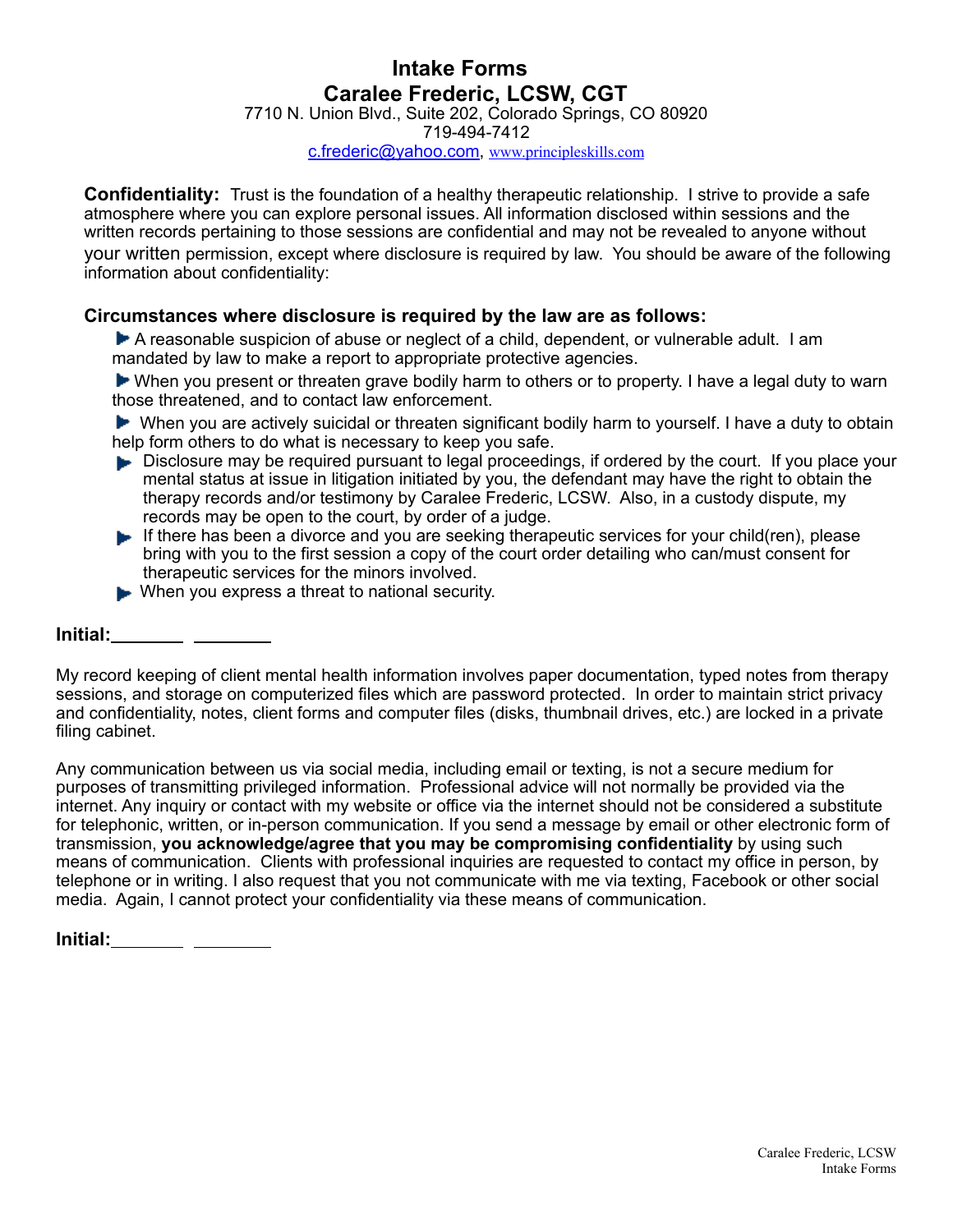# Intake Forms

## Caralee Frederic, LCSW, CGT

7710 N. Union Blvd., Suite 202, Colorado Springs, CO 80920
719-494-7412
c.frederic@yahoo.com, www.principleskills.com

**Confidentiality:** Trust is the foundation of a healthy therapeutic relationship. I strive to provide a safe atmosphere where you can explore personal issues. All information disclosed within sessions and the written records pertaining to those sessions are confidential and may not be revealed to anyone without your written permission, except where disclosure is required by law. You should be aware of the following information about confidentiality:

### Circumstances where disclosure is required by the law are as follows:

- A reasonable suspicion of abuse or neglect of a child, dependent, or vulnerable adult. I am mandated by law to make a report to appropriate protective agencies.
- When you present or threaten grave bodily harm to others or to property. I have a legal duty to warn those threatened, and to contact law enforcement.
- When you are actively suicidal or threaten significant bodily harm to yourself. I have a duty to obtain help form others to do what is necessary to keep you safe.
- Disclosure may be required pursuant to legal proceedings, if ordered by the court. If you place your mental status at issue in litigation initiated by you, the defendant may have the right to obtain the therapy records and/or testimony by Caralee Frederic, LCSW. Also, in a custody dispute, my records may be open to the court, by order of a judge.
- If there has been a divorce and you are seeking therapeutic services for your child(ren), please bring with you to the first session a copy of the court order detailing who can/must consent for therapeutic services for the minors involved.
- When you express a threat to national security.

**Initial:**_______ _______

My record keeping of client mental health information involves paper documentation, typed notes from therapy sessions, and storage on computerized files which are password protected. In order to maintain strict privacy and confidentiality, notes, client forms and computer files (disks, thumbnail drives, etc.) are locked in a private filing cabinet.

Any communication between us via social media, including email or texting, is not a secure medium for purposes of transmitting privileged information. Professional advice will not normally be provided via the internet. Any inquiry or contact with my website or office via the internet should not be considered a substitute for telephonic, written, or in-person communication. If you send a message by email or other electronic form of transmission, **you acknowledge/agree that you may be compromising confidentiality** by using such means of communication. Clients with professional inquiries are requested to contact my office in person, by telephone or in writing. I also request that you not communicate with me via texting, Facebook or other social media. Again, I cannot protect your confidentiality via these means of communication.

**Initial:**_______ _______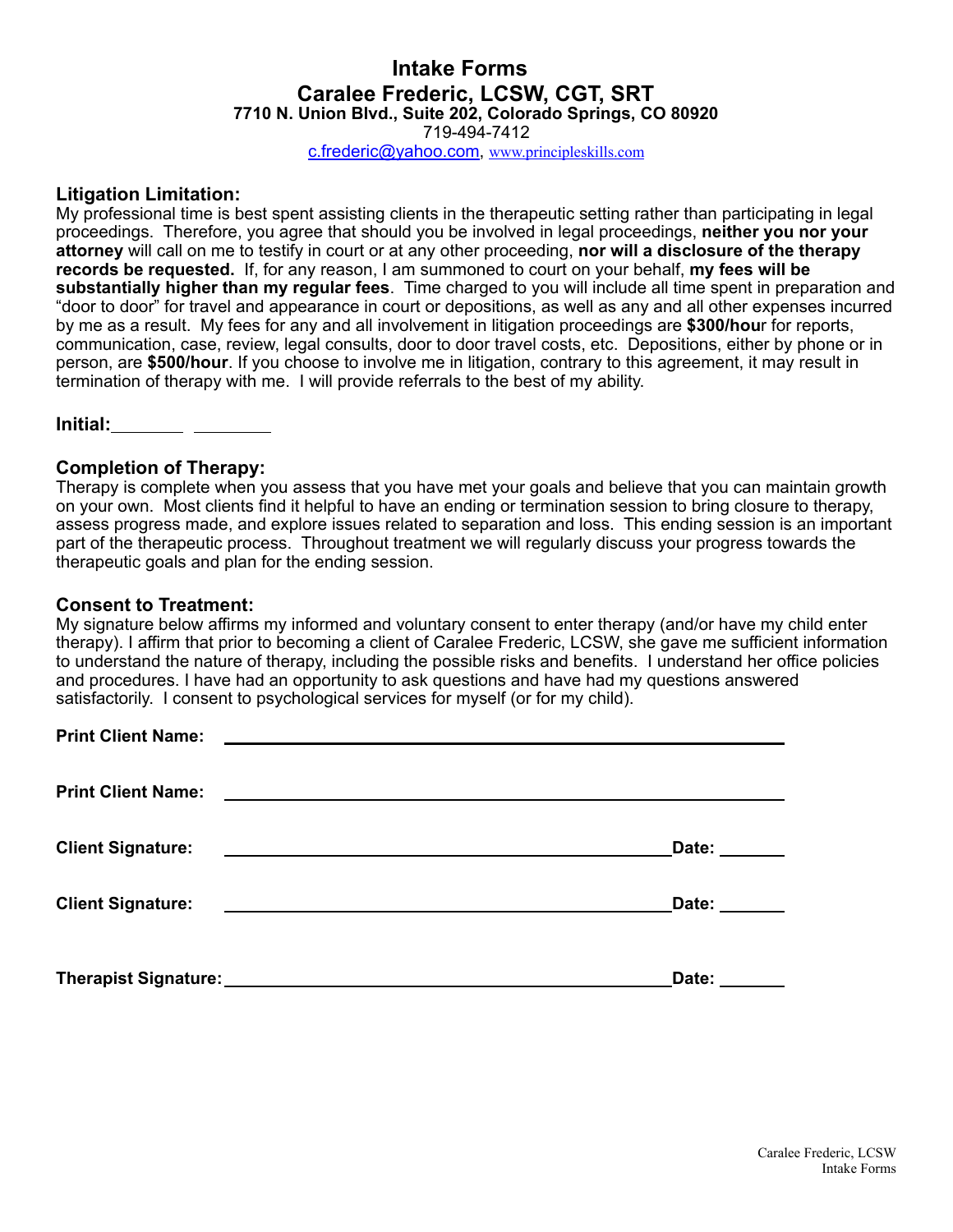# Intake Forms

## Caralee Frederic, LCSW, CGT, SRT

**7710 N. Union Blvd., Suite 202, Colorado Springs, CO 80920**

719-494-7412

c.frederic@yahoo.com, www.principleskills.com

### Litigation Limitation:

My professional time is best spent assisting clients in the therapeutic setting rather than participating in legal proceedings. Therefore, you agree that should you be involved in legal proceedings, **neither you nor your attorney** will call on me to testify in court or at any other proceeding, **nor will a disclosure of the therapy records be requested.** If, for any reason, I am summoned to court on your behalf, **my fees will be substantially higher than my regular fees**. Time charged to you will include all time spent in preparation and "door to door" for travel and appearance in court or depositions, as well as any and all other expenses incurred by me as a result. My fees for any and all involvement in litigation proceedings are **$300/hou**r for reports, communication, case, review, legal consults, door to door travel costs, etc. Depositions, either by phone or in person, are **$500/hour**. If you choose to involve me in litigation, contrary to this agreement, it may result in termination of therapy with me. I will provide referrals to the best of my ability.

**Initial:**\_\_\_\_\_\_\_\_ \_\_\_\_\_\_\_\_

### Completion of Therapy:

Therapy is complete when you assess that you have met your goals and believe that you can maintain growth on your own. Most clients find it helpful to have an ending or termination session to bring closure to therapy, assess progress made, and explore issues related to separation and loss. This ending session is an important part of the therapeutic process. Throughout treatment we will regularly discuss your progress towards the therapeutic goals and plan for the ending session.

### Consent to Treatment:

My signature below affirms my informed and voluntary consent to enter therapy (and/or have my child enter therapy). I affirm that prior to becoming a client of Caralee Frederic, LCSW, she gave me sufficient information to understand the nature of therapy, including the possible risks and benefits. I understand her office policies and procedures. I have had an opportunity to ask questions and have had my questions answered satisfactorily. I consent to psychological services for myself (or for my child).

**Print Client Name:** \_\_\_\_\_\_\_\_\_\_\_\_\_\_\_\_\_\_\_\_\_\_\_\_\_\_\_\_\_\_\_\_\_\_\_\_\_\_\_\_\_\_\_\_

**Print Client Name:** \_\_\_\_\_\_\_\_\_\_\_\_\_\_\_\_\_\_\_\_\_\_\_\_\_\_\_\_\_\_\_\_\_\_\_\_\_\_\_\_\_\_\_\_

**Client Signature:** \_\_\_\_\_\_\_\_\_\_\_\_\_\_\_\_\_\_\_\_\_\_\_\_\_\_\_\_\_\_\_\_\_\_\_\_ **Date:** \_\_\_\_\_\_\_

**Client Signature:** \_\_\_\_\_\_\_\_\_\_\_\_\_\_\_\_\_\_\_\_\_\_\_\_\_\_\_\_\_\_\_\_\_\_\_\_ **Date:** \_\_\_\_\_\_\_

**Therapist Signature:** \_\_\_\_\_\_\_\_\_\_\_\_\_\_\_\_\_\_\_\_\_\_\_\_\_\_\_\_\_\_\_\_\_\_\_\_ **Date:** \_\_\_\_\_\_\_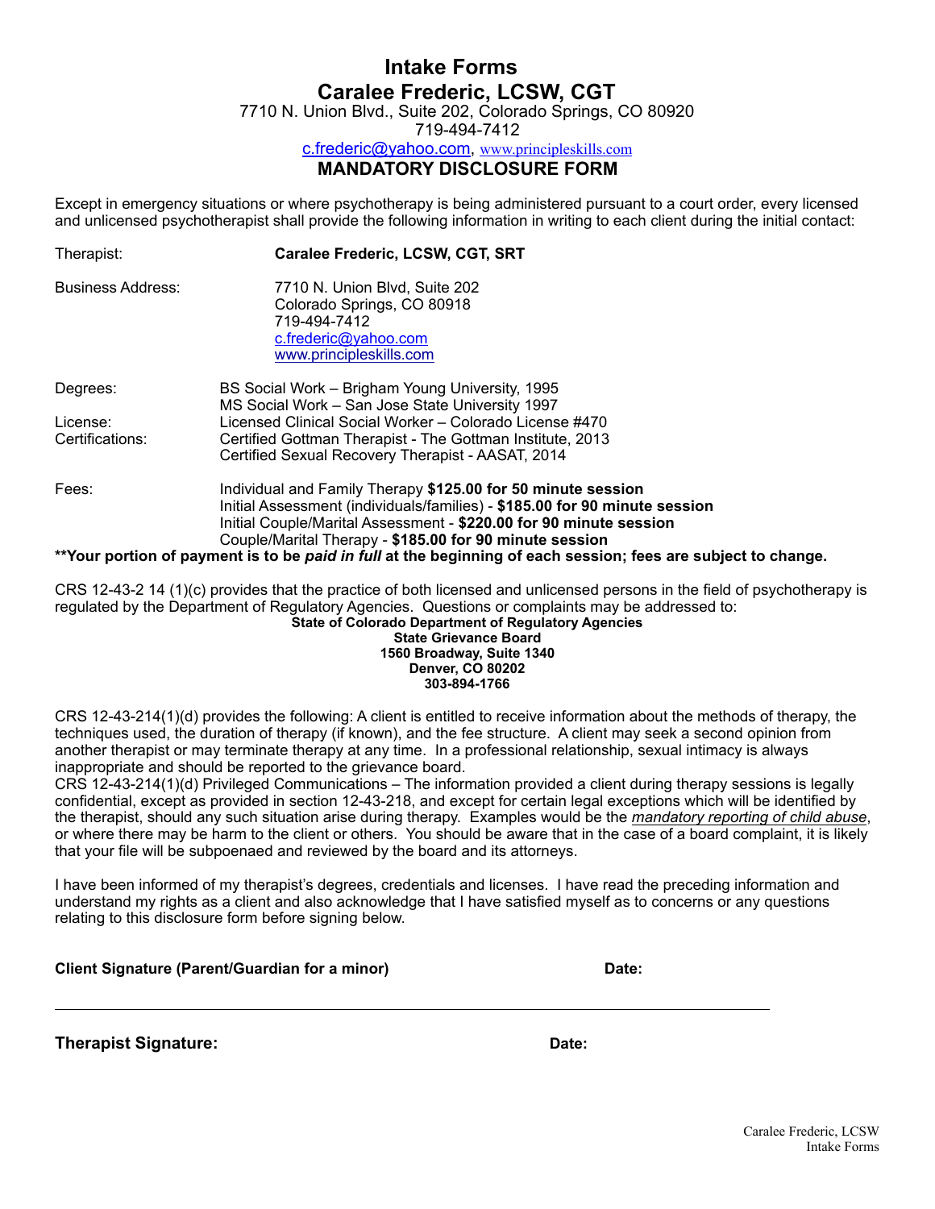# Intake Forms

## Caralee Frederic, LCSW, CGT

7710 N. Union Blvd., Suite 202, Colorado Springs, CO 80920
719-494-7412
c.frederic@yahoo.com, www.principleskills.com

## MANDATORY DISCLOSURE FORM

Except in emergency situations or where psychotherapy is being administered pursuant to a court order, every licensed and unlicensed psychotherapist shall provide the following information in writing to each client during the initial contact:

Therapist: **Caralee Frederic, LCSW, CGT, SRT**

Business Address:
7710 N. Union Blvd, Suite 202
Colorado Springs, CO 80918
719-494-7412
c.frederic@yahoo.com
www.principleskills.com

Degrees:
BS Social Work – Brigham Young University, 1995
MS Social Work – San Jose State University 1997

License: Licensed Clinical Social Worker – Colorado License #470

Certifications:
Certified Gottman Therapist - The Gottman Institute, 2013
Certified Sexual Recovery Therapist - AASAT, 2014

Fees:
Individual and Family Therapy **$125.00 for 50 minute session**
Initial Assessment (individuals/families) - **$185.00 for 90 minute session**
Initial Couple/Marital Assessment - **$220.00 for 90 minute session**
Couple/Marital Therapy - **$185.00 for 90 minute session**

****Your portion of payment is to be *paid in full* at the beginning of each session; fees are subject to change.**

CRS 12-43-2 14 (1)(c) provides that the practice of both licensed and unlicensed persons in the field of psychotherapy is regulated by the Department of Regulatory Agencies. Questions or complaints may be addressed to:

**State of Colorado Department of Regulatory Agencies**
**State Grievance Board**
**1560 Broadway, Suite 1340**
**Denver, CO 80202**
**303-894-1766**

CRS 12-43-214(1)(d) provides the following: A client is entitled to receive information about the methods of therapy, the techniques used, the duration of therapy (if known), and the fee structure. A client may seek a second opinion from another therapist or may terminate therapy at any time. In a professional relationship, sexual intimacy is always inappropriate and should be reported to the grievance board.
CRS 12-43-214(1)(d) Privileged Communications – The information provided a client during therapy sessions is legally confidential, except as provided in section 12-43-218, and except for certain legal exceptions which will be identified by the therapist, should any such situation arise during therapy. Examples would be the *mandatory reporting of child abuse*, or where there may be harm to the client or others. You should be aware that in the case of a board complaint, it is likely that your file will be subpoenaed and reviewed by the board and its attorneys.

I have been informed of my therapist's degrees, credentials and licenses. I have read the preceding information and understand my rights as a client and also acknowledge that I have satisfied myself as to concerns or any questions relating to this disclosure form before signing below.

**Client Signature (Parent/Guardian for a minor)** **Date:**

______________________________________________________________

**Therapist Signature:** **Date:**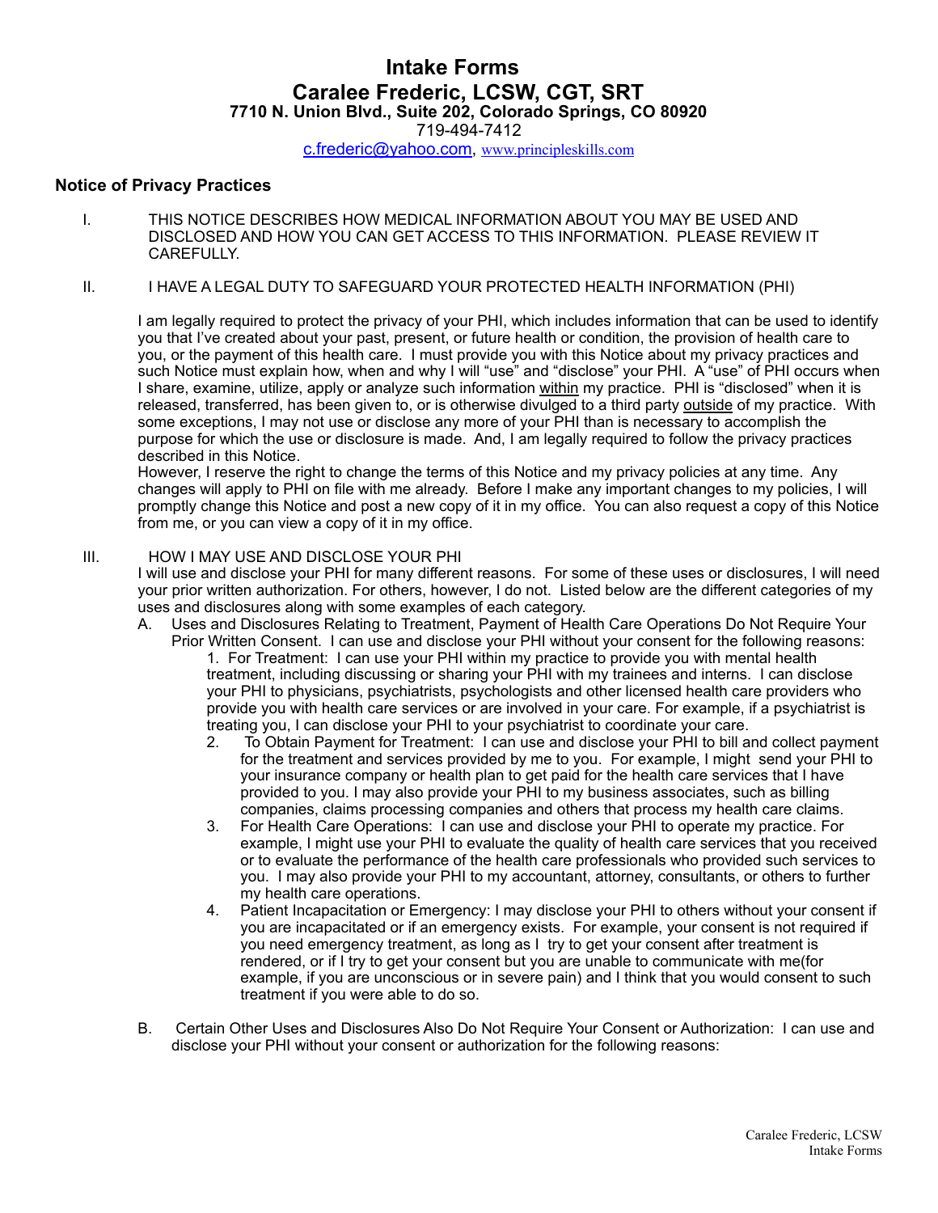# Intake Forms

# Caralee Frederic, LCSW, CGT, SRT

### 7710 N. Union Blvd., Suite 202, Colorado Springs, CO 80920

719-494-7412

c.frederic@yahoo.com, www.principleskills.com

## Notice of Privacy Practices

I. THIS NOTICE DESCRIBES HOW MEDICAL INFORMATION ABOUT YOU MAY BE USED AND DISCLOSED AND HOW YOU CAN GET ACCESS TO THIS INFORMATION. PLEASE REVIEW IT CAREFULLY.

II. I HAVE A LEGAL DUTY TO SAFEGUARD YOUR PROTECTED HEALTH INFORMATION (PHI)

I am legally required to protect the privacy of your PHI, which includes information that can be used to identify you that I've created about your past, present, or future health or condition, the provision of health care to you, or the payment of this health care. I must provide you with this Notice about my privacy practices and such Notice must explain how, when and why I will "use" and "disclose" your PHI. A "use" of PHI occurs when I share, examine, utilize, apply or analyze such information within my practice. PHI is "disclosed" when it is released, transferred, has been given to, or is otherwise divulged to a third party outside of my practice. With some exceptions, I may not use or disclose any more of your PHI than is necessary to accomplish the purpose for which the use or disclosure is made. And, I am legally required to follow the privacy practices described in this Notice.

However, I reserve the right to change the terms of this Notice and my privacy policies at any time. Any changes will apply to PHI on file with me already. Before I make any important changes to my policies, I will promptly change this Notice and post a new copy of it in my office. You can also request a copy of this Notice from me, or you can view a copy of it in my office.

III. HOW I MAY USE AND DISCLOSE YOUR PHI

I will use and disclose your PHI for many different reasons. For some of these uses or disclosures, I will need your prior written authorization. For others, however, I do not. Listed below are the different categories of my uses and disclosures along with some examples of each category.

A. Uses and Disclosures Relating to Treatment, Payment of Health Care Operations Do Not Require Your Prior Written Consent. I can use and disclose your PHI without your consent for the following reasons:

1. For Treatment: I can use your PHI within my practice to provide you with mental health treatment, including discussing or sharing your PHI with my trainees and interns. I can disclose your PHI to physicians, psychiatrists, psychologists and other licensed health care providers who provide you with health care services or are involved in your care. For example, if a psychiatrist is treating you, I can disclose your PHI to your psychiatrist to coordinate your care.

2. To Obtain Payment for Treatment: I can use and disclose your PHI to bill and collect payment for the treatment and services provided by me to you. For example, I might send your PHI to your insurance company or health plan to get paid for the health care services that I have provided to you. I may also provide your PHI to my business associates, such as billing companies, claims processing companies and others that process my health care claims.

3. For Health Care Operations: I can use and disclose your PHI to operate my practice. For example, I might use your PHI to evaluate the quality of health care services that you received or to evaluate the performance of the health care professionals who provided such services to you. I may also provide your PHI to my accountant, attorney, consultants, or others to further my health care operations.

4. Patient Incapacitation or Emergency: I may disclose your PHI to others without your consent if you are incapacitated or if an emergency exists. For example, your consent is not required if you need emergency treatment, as long as I try to get your consent after treatment is rendered, or if I try to get your consent but you are unable to communicate with me(for example, if you are unconscious or in severe pain) and I think that you would consent to such treatment if you were able to do so.

B. Certain Other Uses and Disclosures Also Do Not Require Your Consent or Authorization: I can use and disclose your PHI without your consent or authorization for the following reasons: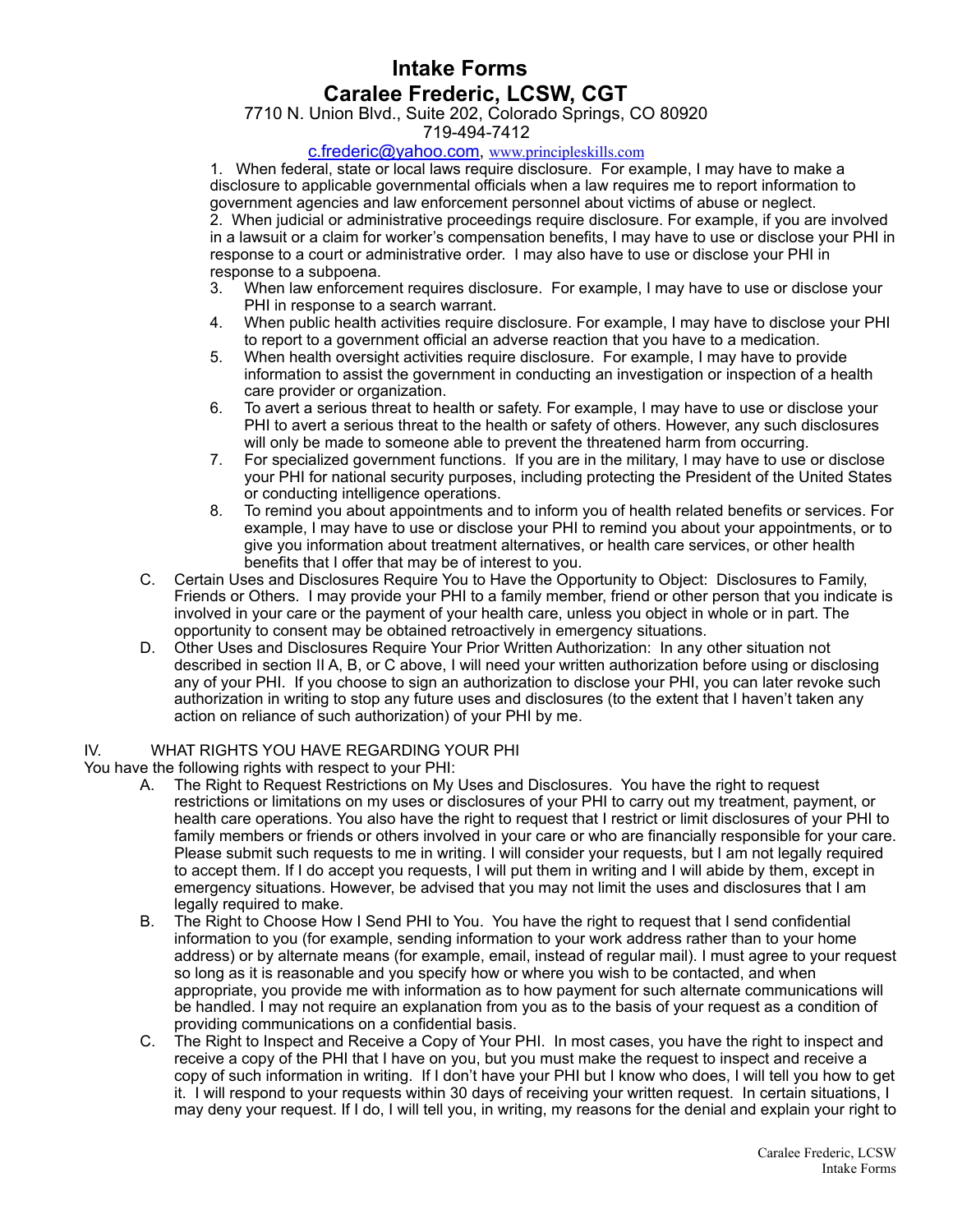1. When federal, state or local laws require disclosure. For example, I may have to make a disclosure to applicable governmental officials when a law requires me to report information to government agencies and law enforcement personnel about victims of abuse or neglect.
2. When judicial or administrative proceedings require disclosure. For example, if you are involved in a lawsuit or a claim for worker's compensation benefits, I may have to use or disclose your PHI in response to a court or administrative order. I may also have to use or disclose your PHI in response to a subpoena.
3. When law enforcement requires disclosure. For example, I may have to use or disclose your PHI in response to a search warrant.
4. When public health activities require disclosure. For example, I may have to disclose your PHI to report to a government official an adverse reaction that you have to a medication.
5. When health oversight activities require disclosure. For example, I may have to provide information to assist the government in conducting an investigation or inspection of a health care provider or organization.
6. To avert a serious threat to health or safety. For example, I may have to use or disclose your PHI to avert a serious threat to the health or safety of others. However, any such disclosures will only be made to someone able to prevent the threatened harm from occurring.
7. For specialized government functions. If you are in the military, I may have to use or disclose your PHI for national security purposes, including protecting the President of the United States or conducting intelligence operations.
8. To remind you about appointments and to inform you of health related benefits or services. For example, I may have to use or disclose your PHI to remind you about your appointments, or to give you information about treatment alternatives, or health care services, or other health benefits that I offer that may be of interest to you.

C. Certain Uses and Disclosures Require You to Have the Opportunity to Object: Disclosures to Family, Friends or Others. I may provide your PHI to a family member, friend or other person that you indicate is involved in your care or the payment of your health care, unless you object in whole or in part. The opportunity to consent may be obtained retroactively in emergency situations.

D. Other Uses and Disclosures Require Your Prior Written Authorization: In any other situation not described in section II A, B, or C above, I will need your written authorization before using or disclosing any of your PHI. If you choose to sign an authorization to disclose your PHI, you can later revoke such authorization in writing to stop any future uses and disclosures (to the extent that I haven't taken any action on reliance of such authorization) of your PHI by me.

## IV. WHAT RIGHTS YOU HAVE REGARDING YOUR PHI

You have the following rights with respect to your PHI:

A. The Right to Request Restrictions on My Uses and Disclosures. You have the right to request restrictions or limitations on my uses or disclosures of your PHI to carry out my treatment, payment, or health care operations. You also have the right to request that I restrict or limit disclosures of your PHI to family members or friends or others involved in your care or who are financially responsible for your care. Please submit such requests to me in writing. I will consider your requests, but I am not legally required to accept them. If I do accept you requests, I will put them in writing and I will abide by them, except in emergency situations. However, be advised that you may not limit the uses and disclosures that I am legally required to make.

B. The Right to Choose How I Send PHI to You. You have the right to request that I send confidential information to you (for example, sending information to your work address rather than to your home address) or by alternate means (for example, email, instead of regular mail). I must agree to your request so long as it is reasonable and you specify how or where you wish to be contacted, and when appropriate, you provide me with information as to how payment for such alternate communications will be handled. I may not require an explanation from you as to the basis of your request as a condition of providing communications on a confidential basis.

C. The Right to Inspect and Receive a Copy of Your PHI. In most cases, you have the right to inspect and receive a copy of the PHI that I have on you, but you must make the request to inspect and receive a copy of such information in writing. If I don't have your PHI but I know who does, I will tell you how to get it. I will respond to your requests within 30 days of receiving your written request. In certain situations, I may deny your request. If I do, I will tell you, in writing, my reasons for the denial and explain your right to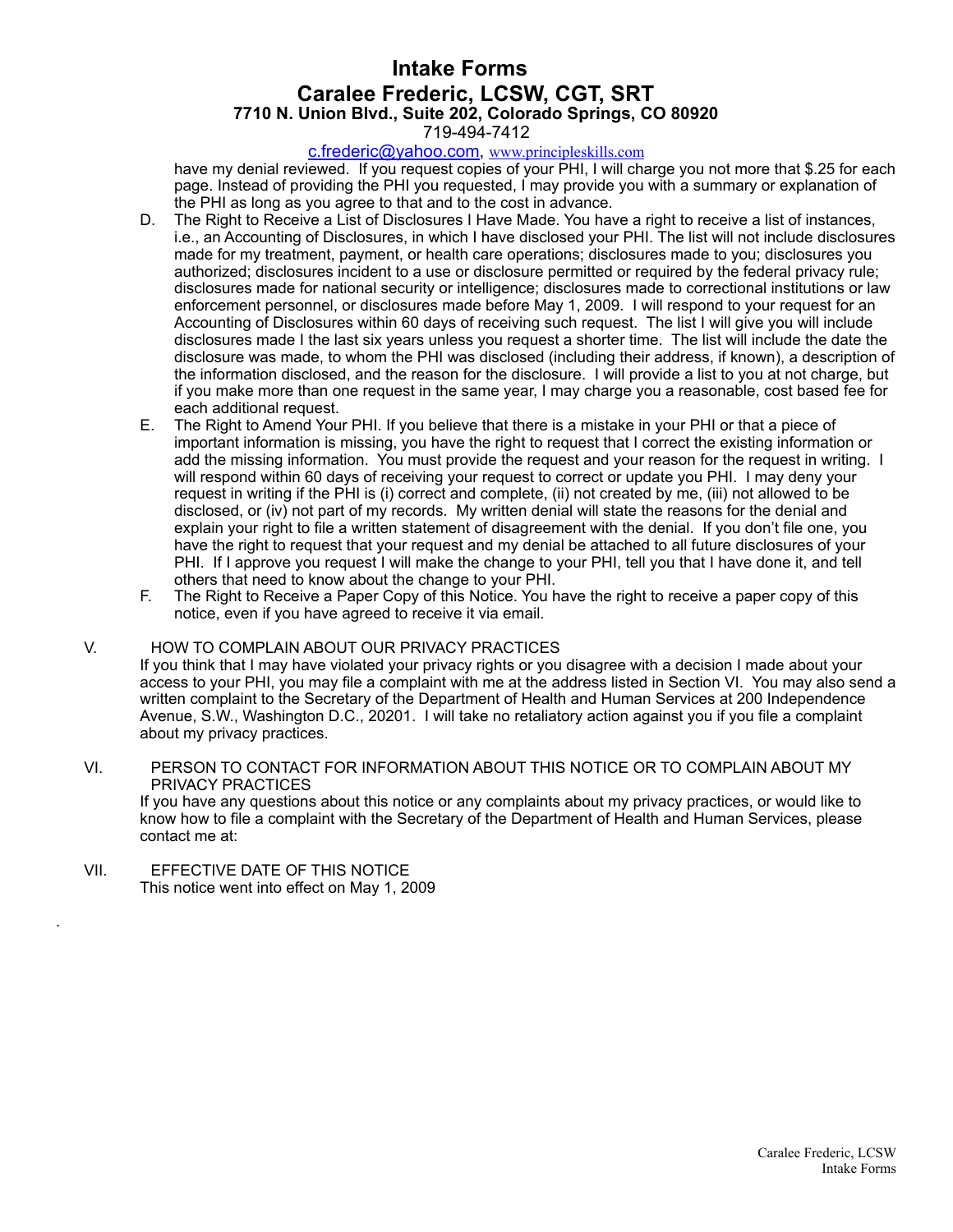have my denial reviewed. If you request copies of your PHI, I will charge you not more that $.25 for each page. Instead of providing the PHI you requested, I may provide you with a summary or explanation of the PHI as long as you agree to that and to the cost in advance.

D. The Right to Receive a List of Disclosures I Have Made. You have a right to receive a list of instances, i.e., an Accounting of Disclosures, in which I have disclosed your PHI. The list will not include disclosures made for my treatment, payment, or health care operations; disclosures made to you; disclosures you authorized; disclosures incident to a use or disclosure permitted or required by the federal privacy rule; disclosures made for national security or intelligence; disclosures made to correctional institutions or law enforcement personnel, or disclosures made before May 1, 2009. I will respond to your request for an Accounting of Disclosures within 60 days of receiving such request. The list I will give you will include disclosures made I the last six years unless you request a shorter time. The list will include the date the disclosure was made, to whom the PHI was disclosed (including their address, if known), a description of the information disclosed, and the reason for the disclosure. I will provide a list to you at not charge, but if you make more than one request in the same year, I may charge you a reasonable, cost based fee for each additional request.

E. The Right to Amend Your PHI. If you believe that there is a mistake in your PHI or that a piece of important information is missing, you have the right to request that I correct the existing information or add the missing information. You must provide the request and your reason for the request in writing. I will respond within 60 days of receiving your request to correct or update you PHI. I may deny your request in writing if the PHI is (i) correct and complete, (ii) not created by me, (iii) not allowed to be disclosed, or (iv) not part of my records. My written denial will state the reasons for the denial and explain your right to file a written statement of disagreement with the denial. If you don't file one, you have the right to request that your request and my denial be attached to all future disclosures of your PHI. If I approve you request I will make the change to your PHI, tell you that I have done it, and tell others that need to know about the change to your PHI.

F. The Right to Receive a Paper Copy of this Notice. You have the right to receive a paper copy of this notice, even if you have agreed to receive it via email.

V. HOW TO COMPLAIN ABOUT OUR PRIVACY PRACTICES

If you think that I may have violated your privacy rights or you disagree with a decision I made about your access to your PHI, you may file a complaint with me at the address listed in Section VI. You may also send a written complaint to the Secretary of the Department of Health and Human Services at 200 Independence Avenue, S.W., Washington D.C., 20201. I will take no retaliatory action against you if you file a complaint about my privacy practices.

VI. PERSON TO CONTACT FOR INFORMATION ABOUT THIS NOTICE OR TO COMPLAIN ABOUT MY PRIVACY PRACTICES

If you have any questions about this notice or any complaints about my privacy practices, or would like to know how to file a complaint with the Secretary of the Department of Health and Human Services, please contact me at:

VII. EFFECTIVE DATE OF THIS NOTICE

This notice went into effect on May 1, 2009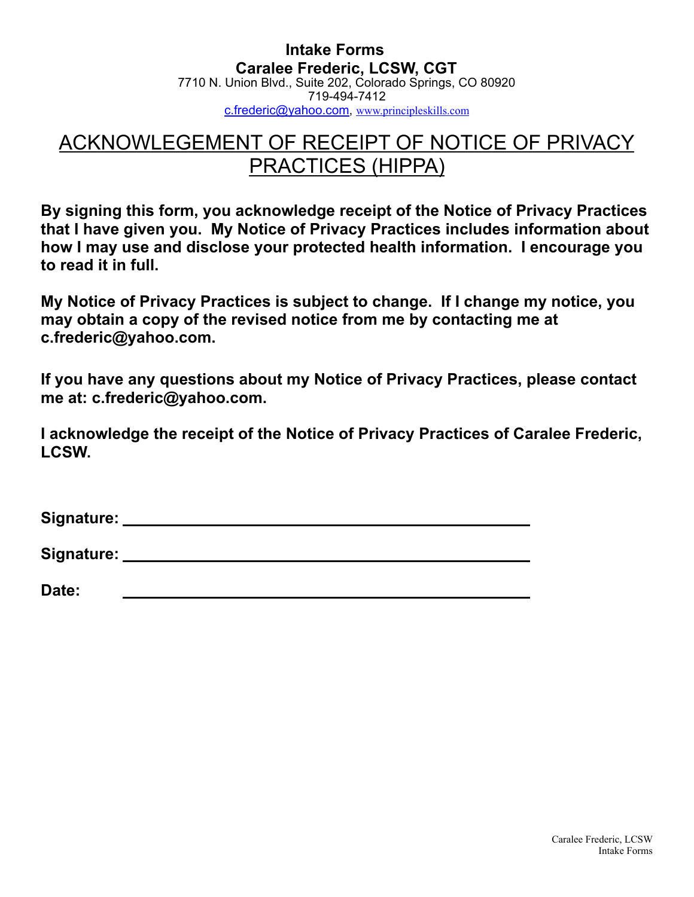**Intake Forms**
**Caralee Frederic, LCSW, CGT**
7710 N. Union Blvd., Suite 202, Colorado Springs, CO 80920
719-494-7412
c.frederic@yahoo.com, www.principleskills.com

# ACKNOWLEGEMENT OF RECEIPT OF NOTICE OF PRIVACY PRACTICES (HIPPA)

**By signing this form, you acknowledge receipt of the Notice of Privacy Practices that I have given you. My Notice of Privacy Practices includes information about how I may use and disclose your protected health information. I encourage you to read it in full.**

**My Notice of Privacy Practices is subject to change. If I change my notice, you may obtain a copy of the revised notice from me by contacting me at c.frederic@yahoo.com.**

**If you have any questions about my Notice of Privacy Practices, please contact me at: c.frederic@yahoo.com.**

**I acknowledge the receipt of the Notice of Privacy Practices of Caralee Frederic, LCSW.**

**Signature:** ______________________________________________

**Signature:** ______________________________________________

**Date:** ______________________________________________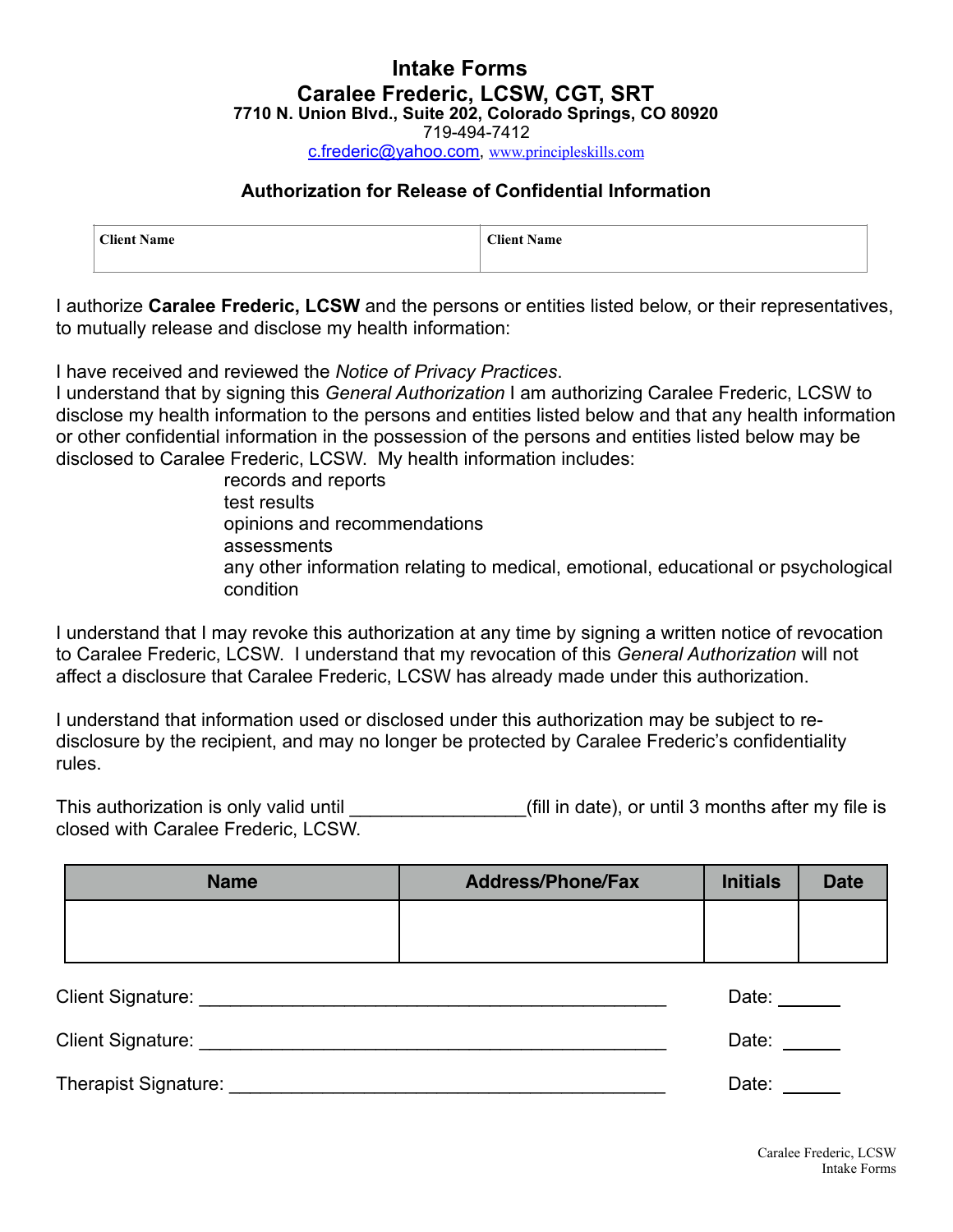# Intake Forms

## Caralee Frederic, LCSW, CGT, SRT

**7710 N. Union Blvd., Suite 202, Colorado Springs, CO 80920**

719-494-7412

c.frederic@yahoo.com, www.principleskills.com

### Authorization for Release of Confidential Information

| **Client Name** | **Client Name** |
|---|---|
| | |

I authorize **Caralee Frederic, LCSW** and the persons or entities listed below, or their representatives, to mutually release and disclose my health information:

I have received and reviewed the *Notice of Privacy Practices*.
I understand that by signing this *General Authorization* I am authorizing Caralee Frederic, LCSW to disclose my health information to the persons and entities listed below and that any health information or other confidential information in the possession of the persons and entities listed below may be disclosed to Caralee Frederic, LCSW. My health information includes:

- records and reports
- test results
- opinions and recommendations
- assessments
- any other information relating to medical, emotional, educational or psychological condition

I understand that I may revoke this authorization at any time by signing a written notice of revocation to Caralee Frederic, LCSW. I understand that my revocation of this *General Authorization* will not affect a disclosure that Caralee Frederic, LCSW has already made under this authorization.

I understand that information used or disclosed under this authorization may be subject to re-disclosure by the recipient, and may no longer be protected by Caralee Frederic's confidentiality rules.

This authorization is only valid until ________________(fill in date), or until 3 months after my file is closed with Caralee Frederic, LCSW.

| Name | Address/Phone/Fax | Initials | Date |
|---|---|---|---|
| | | | |

Client Signature: ____________________________________________ Date: ______

Client Signature: ____________________________________________ Date: ______

Therapist Signature: __________________________________________ Date: ______